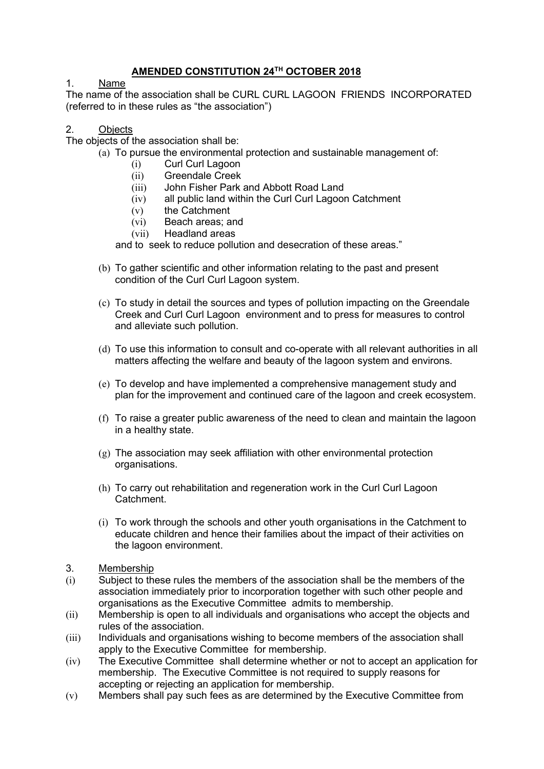# AMENDED CONSTITUTION 24TH OCTOBER 2018

1. Name

The name of the association shall be CURL CURL LAGOON FRIENDS INCORPORATED (referred to in these rules as "the association")

2. Objects

The objects of the association shall be:

(a) To pursue the environmental protection and sustainable management of:
   (i) Curl Curl Lagoon
   (ii) Greendale Creek
   (iii) John Fisher Park and Abbott Road Land
   (iv) all public land within the Curl Curl Lagoon Catchment
   (v) the Catchment
   (vi) Beach areas; and
   (vii) Headland areas

   and to seek to reduce pollution and desecration of these areas."

(b) To gather scientific and other information relating to the past and present condition of the Curl Curl Lagoon system.

(c) To study in detail the sources and types of pollution impacting on the Greendale Creek and Curl Curl Lagoon environment and to press for measures to control and alleviate such pollution.

(d) To use this information to consult and co-operate with all relevant authorities in all matters affecting the welfare and beauty of the lagoon system and environs.

(e) To develop and have implemented a comprehensive management study and plan for the improvement and continued care of the lagoon and creek ecosystem.

(f) To raise a greater public awareness of the need to clean and maintain the lagoon in a healthy state.

(g) The association may seek affiliation with other environmental protection organisations.

(h) To carry out rehabilitation and regeneration work in the Curl Curl Lagoon Catchment.

(i) To work through the schools and other youth organisations in the Catchment to educate children and hence their families about the impact of their activities on the lagoon environment.

3. Membership

(i) Subject to these rules the members of the association shall be the members of the association immediately prior to incorporation together with such other people and organisations as the Executive Committee admits to membership.

(ii) Membership is open to all individuals and organisations who accept the objects and rules of the association.

(iii) Individuals and organisations wishing to become members of the association shall apply to the Executive Committee for membership.

(iv) The Executive Committee shall determine whether or not to accept an application for membership. The Executive Committee is not required to supply reasons for accepting or rejecting an application for membership.

(v) Members shall pay such fees as are determined by the Executive Committee from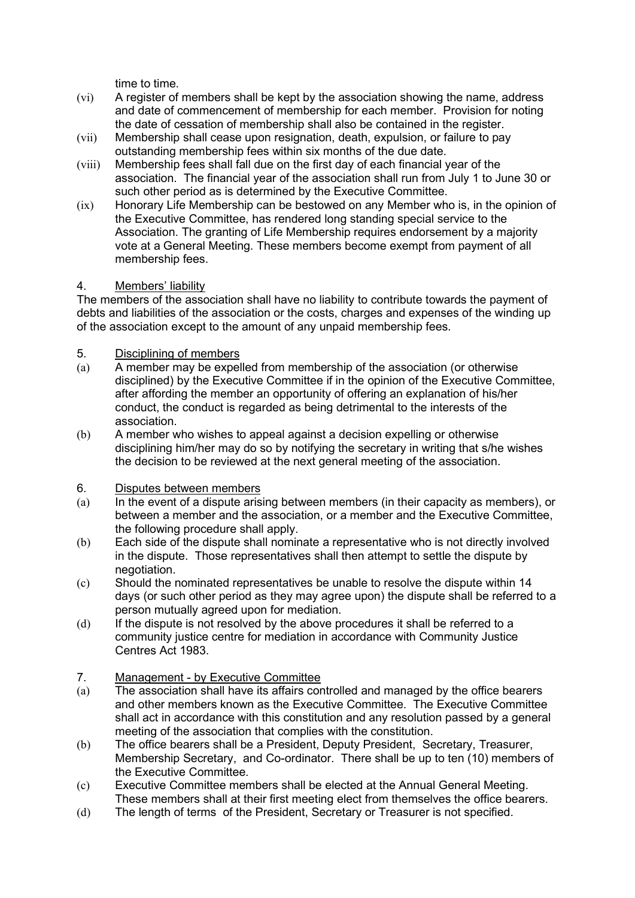time to time.

(vi) A register of members shall be kept by the association showing the name, address and date of commencement of membership for each member. Provision for noting the date of cessation of membership shall also be contained in the register.

(vii) Membership shall cease upon resignation, death, expulsion, or failure to pay outstanding membership fees within six months of the due date.

(viii) Membership fees shall fall due on the first day of each financial year of the association. The financial year of the association shall run from July 1 to June 30 or such other period as is determined by the Executive Committee.

(ix) Honorary Life Membership can be bestowed on any Member who is, in the opinion of the Executive Committee, has rendered long standing special service to the Association. The granting of Life Membership requires endorsement by a majority vote at a General Meeting. These members become exempt from payment of all membership fees.

4. Members' liability

The members of the association shall have no liability to contribute towards the payment of debts and liabilities of the association or the costs, charges and expenses of the winding up of the association except to the amount of any unpaid membership fees.

5. Disciplining of members

(a) A member may be expelled from membership of the association (or otherwise disciplined) by the Executive Committee if in the opinion of the Executive Committee, after affording the member an opportunity of offering an explanation of his/her conduct, the conduct is regarded as being detrimental to the interests of the association.

(b) A member who wishes to appeal against a decision expelling or otherwise disciplining him/her may do so by notifying the secretary in writing that s/he wishes the decision to be reviewed at the next general meeting of the association.

6. Disputes between members

(a) In the event of a dispute arising between members (in their capacity as members), or between a member and the association, or a member and the Executive Committee, the following procedure shall apply.

(b) Each side of the dispute shall nominate a representative who is not directly involved in the dispute. Those representatives shall then attempt to settle the dispute by negotiation.

(c) Should the nominated representatives be unable to resolve the dispute within 14 days (or such other period as they may agree upon) the dispute shall be referred to a person mutually agreed upon for mediation.

(d) If the dispute is not resolved by the above procedures it shall be referred to a community justice centre for mediation in accordance with Community Justice Centres Act 1983.

7. Management - by Executive Committee

(a) The association shall have its affairs controlled and managed by the office bearers and other members known as the Executive Committee. The Executive Committee shall act in accordance with this constitution and any resolution passed by a general meeting of the association that complies with the constitution.

(b) The office bearers shall be a President, Deputy President, Secretary, Treasurer, Membership Secretary, and Co-ordinator. There shall be up to ten (10) members of the Executive Committee.

(c) Executive Committee members shall be elected at the Annual General Meeting. These members shall at their first meeting elect from themselves the office bearers.

(d) The length of terms of the President, Secretary or Treasurer is not specified.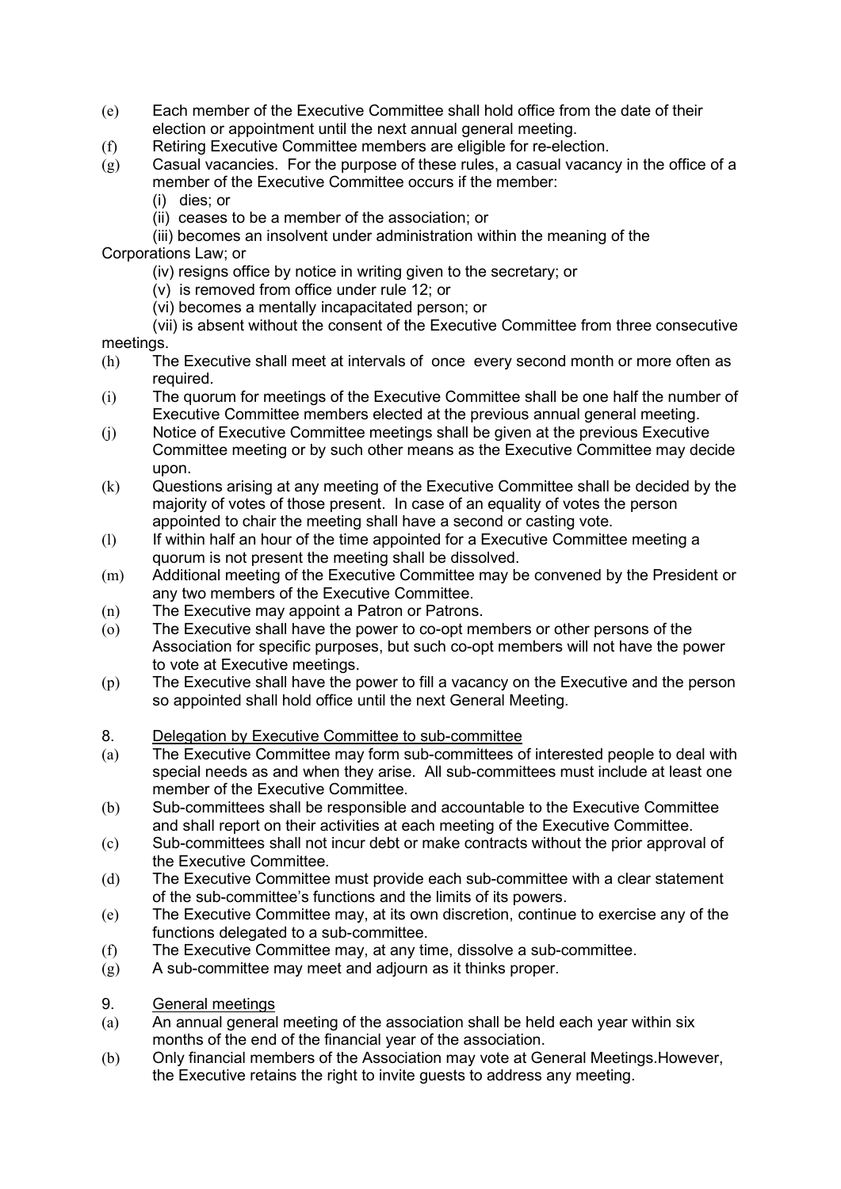(e) Each member of the Executive Committee shall hold office from the date of their election or appointment until the next annual general meeting.

(f) Retiring Executive Committee members are eligible for re-election.

(g) Casual vacancies. For the purpose of these rules, a casual vacancy in the office of a member of the Executive Committee occurs if the member:

  (i) dies; or

  (ii) ceases to be a member of the association; or

  (iii) becomes an insolvent under administration within the meaning of the Corporations Law; or

  (iv) resigns office by notice in writing given to the secretary; or

  (v) is removed from office under rule 12; or

  (vi) becomes a mentally incapacitated person; or

  (vii) is absent without the consent of the Executive Committee from three consecutive meetings.

(h) The Executive shall meet at intervals of once every second month or more often as required.

(i) The quorum for meetings of the Executive Committee shall be one half the number of Executive Committee members elected at the previous annual general meeting.

(j) Notice of Executive Committee meetings shall be given at the previous Executive Committee meeting or by such other means as the Executive Committee may decide upon.

(k) Questions arising at any meeting of the Executive Committee shall be decided by the majority of votes of those present. In case of an equality of votes the person appointed to chair the meeting shall have a second or casting vote.

(l) If within half an hour of the time appointed for a Executive Committee meeting a quorum is not present the meeting shall be dissolved.

(m) Additional meeting of the Executive Committee may be convened by the President or any two members of the Executive Committee.

(n) The Executive may appoint a Patron or Patrons.

(o) The Executive shall have the power to co-opt members or other persons of the Association for specific purposes, but such co-opt members will not have the power to vote at Executive meetings.

(p) The Executive shall have the power to fill a vacancy on the Executive and the person so appointed shall hold office until the next General Meeting.

8. Delegation by Executive Committee to sub-committee

(a) The Executive Committee may form sub-committees of interested people to deal with special needs as and when they arise. All sub-committees must include at least one member of the Executive Committee.

(b) Sub-committees shall be responsible and accountable to the Executive Committee and shall report on their activities at each meeting of the Executive Committee.

(c) Sub-committees shall not incur debt or make contracts without the prior approval of the Executive Committee.

(d) The Executive Committee must provide each sub-committee with a clear statement of the sub-committee's functions and the limits of its powers.

(e) The Executive Committee may, at its own discretion, continue to exercise any of the functions delegated to a sub-committee.

(f) The Executive Committee may, at any time, dissolve a sub-committee.

(g) A sub-committee may meet and adjourn as it thinks proper.

9. General meetings

(a) An annual general meeting of the association shall be held each year within six months of the end of the financial year of the association.

(b) Only financial members of the Association may vote at General Meetings.However, the Executive retains the right to invite guests to address any meeting.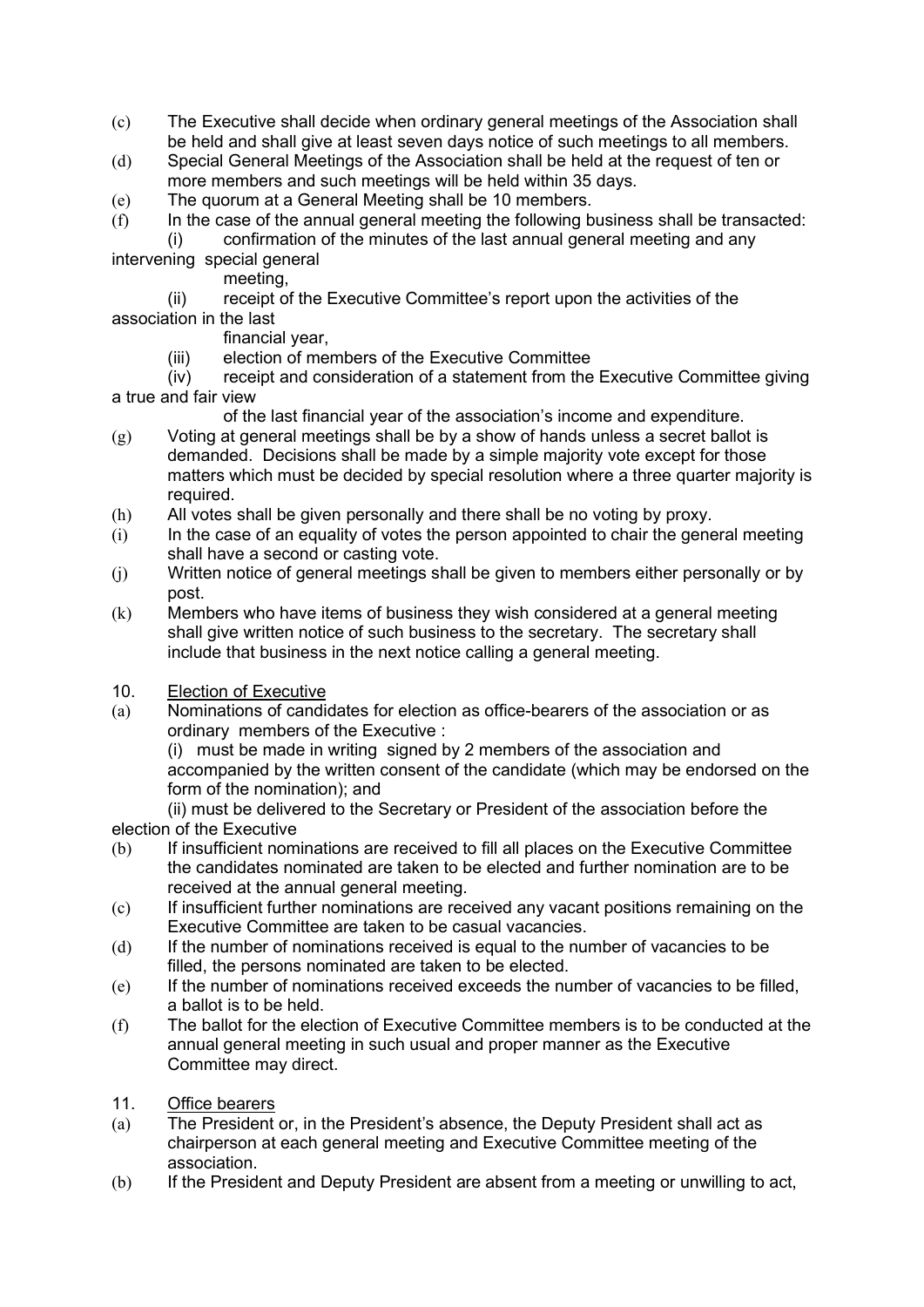(c) The Executive shall decide when ordinary general meetings of the Association shall be held and shall give at least seven days notice of such meetings to all members.

(d) Special General Meetings of the Association shall be held at the request of ten or more members and such meetings will be held within 35 days.

(e) The quorum at a General Meeting shall be 10 members.

(f) In the case of the annual general meeting the following business shall be transacted:

   (i) confirmation of the minutes of the last annual general meeting and any intervening special general meeting,

   (ii) receipt of the Executive Committee's report upon the activities of the association in the last financial year,

   (iii) election of members of the Executive Committee

   (iv) receipt and consideration of a statement from the Executive Committee giving a true and fair view of the last financial year of the association's income and expenditure.

(g) Voting at general meetings shall be by a show of hands unless a secret ballot is demanded. Decisions shall be made by a simple majority vote except for those matters which must be decided by special resolution where a three quarter majority is required.

(h) All votes shall be given personally and there shall be no voting by proxy.

(i) In the case of an equality of votes the person appointed to chair the general meeting shall have a second or casting vote.

(j) Written notice of general meetings shall be given to members either personally or by post.

(k) Members who have items of business they wish considered at a general meeting shall give written notice of such business to the secretary. The secretary shall include that business in the next notice calling a general meeting.

10. <u>Election of Executive</u>

(a) Nominations of candidates for election as office-bearers of the association or as ordinary members of the Executive :

   (i) must be made in writing signed by 2 members of the association and accompanied by the written consent of the candidate (which may be endorsed on the form of the nomination); and

   (ii) must be delivered to the Secretary or President of the association before the election of the Executive

(b) If insufficient nominations are received to fill all places on the Executive Committee the candidates nominated are taken to be elected and further nomination are to be received at the annual general meeting.

(c) If insufficient further nominations are received any vacant positions remaining on the Executive Committee are taken to be casual vacancies.

(d) If the number of nominations received is equal to the number of vacancies to be filled, the persons nominated are taken to be elected.

(e) If the number of nominations received exceeds the number of vacancies to be filled, a ballot is to be held.

(f) The ballot for the election of Executive Committee members is to be conducted at the annual general meeting in such usual and proper manner as the Executive Committee may direct.

11. <u>Office bearers</u>

(a) The President or, in the President's absence, the Deputy President shall act as chairperson at each general meeting and Executive Committee meeting of the association.

(b) If the President and Deputy President are absent from a meeting or unwilling to act,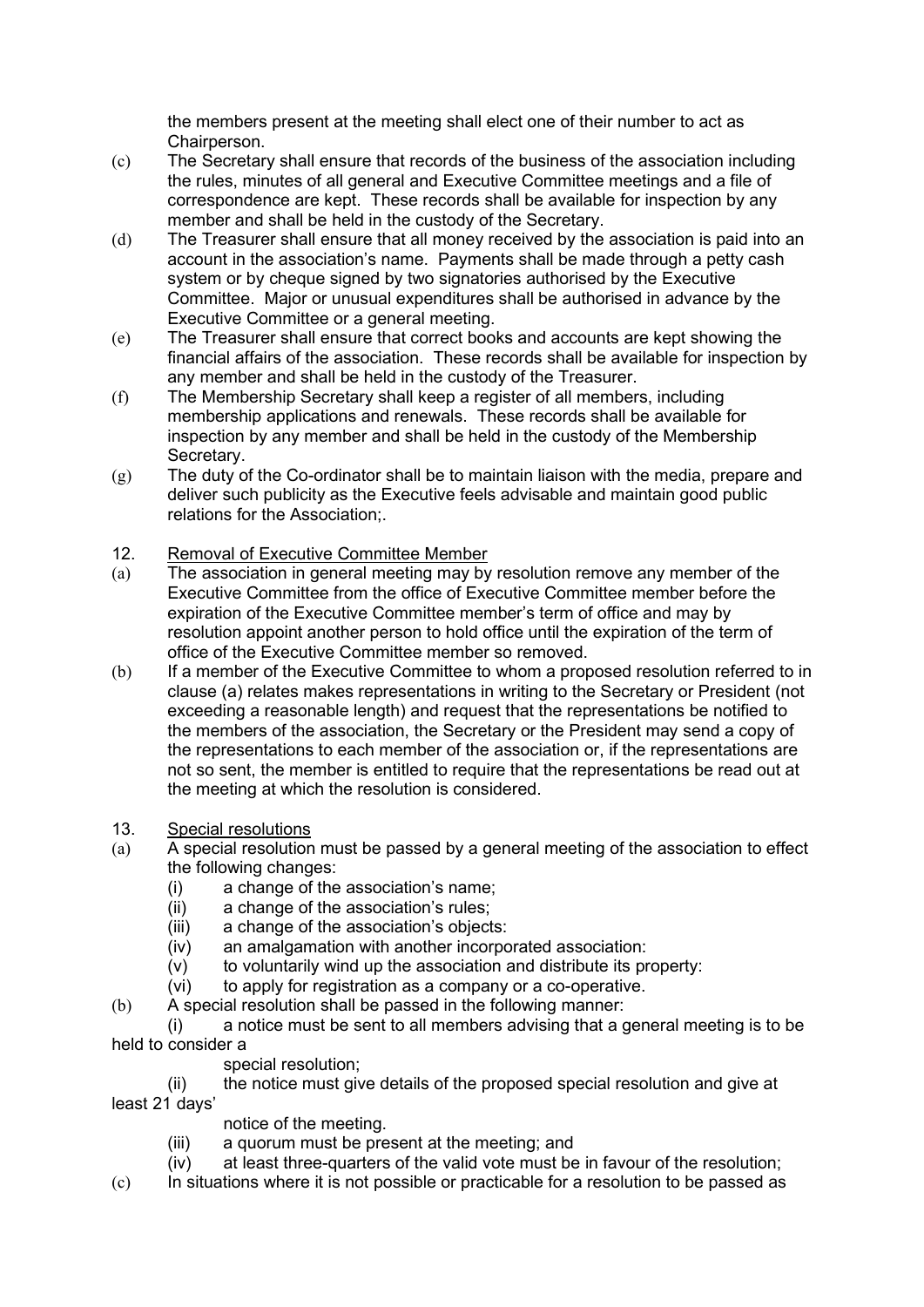the members present at the meeting shall elect one of their number to act as Chairperson.

(c) The Secretary shall ensure that records of the business of the association including the rules, minutes of all general and Executive Committee meetings and a file of correspondence are kept. These records shall be available for inspection by any member and shall be held in the custody of the Secretary.

(d) The Treasurer shall ensure that all money received by the association is paid into an account in the association's name. Payments shall be made through a petty cash system or by cheque signed by two signatories authorised by the Executive Committee. Major or unusual expenditures shall be authorised in advance by the Executive Committee or a general meeting.

(e) The Treasurer shall ensure that correct books and accounts are kept showing the financial affairs of the association. These records shall be available for inspection by any member and shall be held in the custody of the Treasurer.

(f) The Membership Secretary shall keep a register of all members, including membership applications and renewals. These records shall be available for inspection by any member and shall be held in the custody of the Membership Secretary.

(g) The duty of the Co-ordinator shall be to maintain liaison with the media, prepare and deliver such publicity as the Executive feels advisable and maintain good public relations for the Association;.

12. <u>Removal of Executive Committee Member</u>

(a) The association in general meeting may by resolution remove any member of the Executive Committee from the office of Executive Committee member before the expiration of the Executive Committee member's term of office and may by resolution appoint another person to hold office until the expiration of the term of office of the Executive Committee member so removed.

(b) If a member of the Executive Committee to whom a proposed resolution referred to in clause (a) relates makes representations in writing to the Secretary or President (not exceeding a reasonable length) and request that the representations be notified to the members of the association, the Secretary or the President may send a copy of the representations to each member of the association or, if the representations are not so sent, the member is entitled to require that the representations be read out at the meeting at which the resolution is considered.

13. <u>Special resolutions</u>

(a) A special resolution must be passed by a general meeting of the association to effect the following changes:
   - (i) a change of the association's name;
   - (ii) a change of the association's rules;
   - (iii) a change of the association's objects:
   - (iv) an amalgamation with another incorporated association:
   - (v) to voluntarily wind up the association and distribute its property:
   - (vi) to apply for registration as a company or a co-operative.

(b) A special resolution shall be passed in the following manner:
   - (i) a notice must be sent to all members advising that a general meeting is to be held to consider a special resolution;
   - (ii) the notice must give details of the proposed special resolution and give at least 21 days' notice of the meeting.
   - (iii) a quorum must be present at the meeting; and
   - (iv) at least three-quarters of the valid vote must be in favour of the resolution;

(c) In situations where it is not possible or practicable for a resolution to be passed as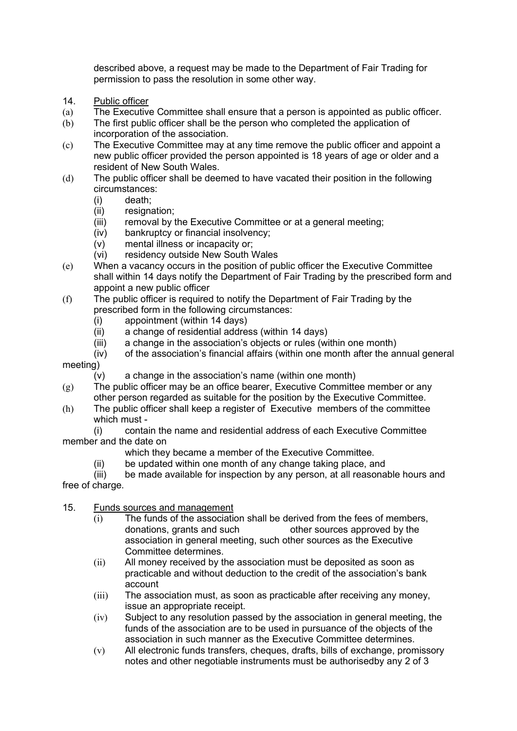described above, a request may be made to the Department of Fair Trading for permission to pass the resolution in some other way.

14. Public officer

(a) The Executive Committee shall ensure that a person is appointed as public officer.

(b) The first public officer shall be the person who completed the application of incorporation of the association.

(c) The Executive Committee may at any time remove the public officer and appoint a new public officer provided the person appointed is 18 years of age or older and a resident of New South Wales.

(d) The public officer shall be deemed to have vacated their position in the following circumstances:
   (i) death;
   (ii) resignation;
   (iii) removal by the Executive Committee or at a general meeting;
   (iv) bankruptcy or financial insolvency;
   (v) mental illness or incapacity or;
   (vi) residency outside New South Wales

(e) When a vacancy occurs in the position of public officer the Executive Committee shall within 14 days notify the Department of Fair Trading by the prescribed form and appoint a new public officer

(f) The public officer is required to notify the Department of Fair Trading by the prescribed form in the following circumstances:
   (i) appointment (within 14 days)
   (ii) a change of residential address (within 14 days)
   (iii) a change in the association's objects or rules (within one month)
   (iv) of the association's financial affairs (within one month after the annual general meeting)
   (v) a change in the association's name (within one month)

(g) The public officer may be an office bearer, Executive Committee member or any other person regarded as suitable for the position by the Executive Committee.

(h) The public officer shall keep a register of Executive members of the committee which must -
   (i) contain the name and residential address of each Executive Committee member and the date on which they became a member of the Executive Committee.
   (ii) be updated within one month of any change taking place, and
   (iii) be made available for inspection by any person, at all reasonable hours and free of charge.

15. Funds sources and management

   (i) The funds of the association shall be derived from the fees of members, donations, grants and such other sources approved by the association in general meeting, such other sources as the Executive Committee determines.
   (ii) All money received by the association must be deposited as soon as practicable and without deduction to the credit of the association's bank account
   (iii) The association must, as soon as practicable after receiving any money, issue an appropriate receipt.
   (iv) Subject to any resolution passed by the association in general meeting, the funds of the association are to be used in pursuance of the objects of the association in such manner as the Executive Committee determines.
   (v) All electronic funds transfers, cheques, drafts, bills of exchange, promissory notes and other negotiable instruments must be authorisedby any 2 of 3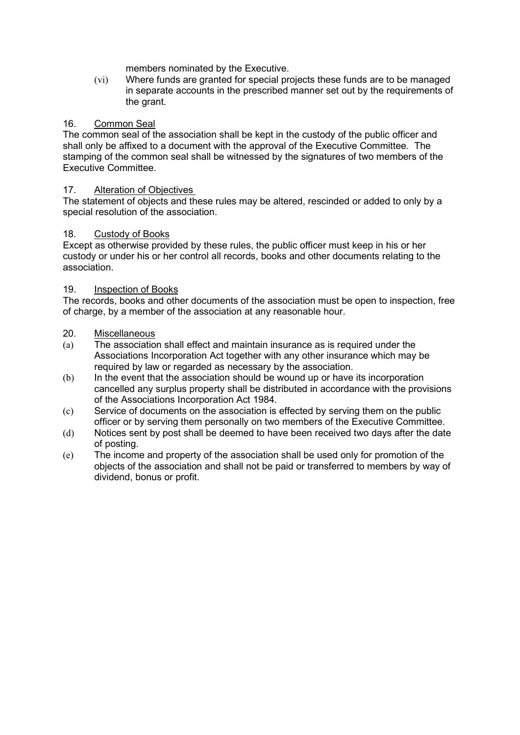members nominated by the Executive.

(vi) Where funds are granted for special projects these funds are to be managed in separate accounts in the prescribed manner set out by the requirements of the grant.

16. <u>Common Seal</u>

The common seal of the association shall be kept in the custody of the public officer and shall only be affixed to a document with the approval of the Executive Committee. The stamping of the common seal shall be witnessed by the signatures of two members of the Executive Committee.

17. <u>Alteration of Objectives</u>

The statement of objects and these rules may be altered, rescinded or added to only by a special resolution of the association.

18. <u>Custody of Books</u>

Except as otherwise provided by these rules, the public officer must keep in his or her custody or under his or her control all records, books and other documents relating to the association.

19. <u>Inspection of Books</u>

The records, books and other documents of the association must be open to inspection, free of charge, by a member of the association at any reasonable hour.

20. <u>Miscellaneous</u>

(a) The association shall effect and maintain insurance as is required under the Associations Incorporation Act together with any other insurance which may be required by law or regarded as necessary by the association.

(b) In the event that the association should be wound up or have its incorporation cancelled any surplus property shall be distributed in accordance with the provisions of the Associations Incorporation Act 1984.

(c) Service of documents on the association is effected by serving them on the public officer or by serving them personally on two members of the Executive Committee.

(d) Notices sent by post shall be deemed to have been received two days after the date of posting.

(e) The income and property of the association shall be used only for promotion of the objects of the association and shall not be paid or transferred to members by way of dividend, bonus or profit.